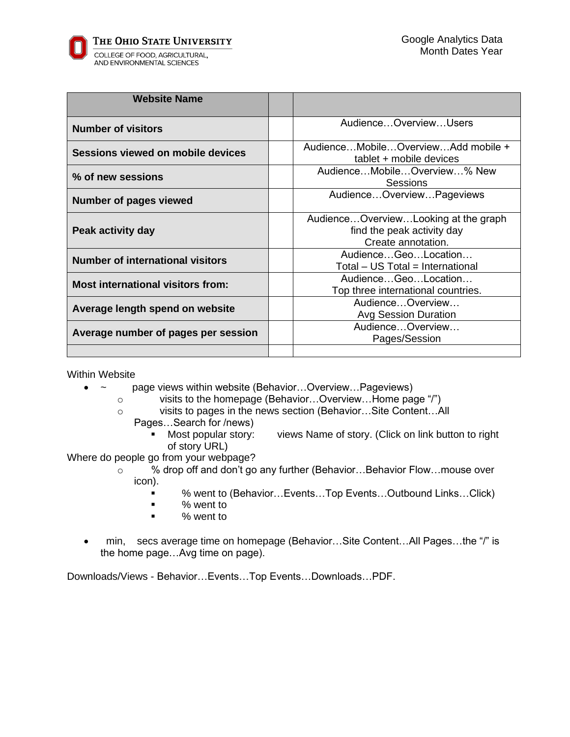THE OHIO STATE UNIVERSITY
COLLEGE OF FOOD, AGRICULTURAL, AND ENVIRONMENTAL SCIENCES

Google Analytics Data
Month Dates Year

| Website Name | | |
|---|---|---|
| **Number of visitors** | | Audience…Overview…Users |
| **Sessions viewed on mobile devices** | | Audience…Mobile…Overview…Add mobile + tablet + mobile devices |
| **% of new sessions** | | Audience…Mobile…Overview…% New Sessions |
| **Number of pages viewed** | | Audience…Overview…Pageviews |
| **Peak activity day** | | Audience…Overview…Looking at the graph find the peak activity day Create annotation. |
| **Number of international visitors** | | Audience…Geo…Location… Total – US Total = International |
| **Most international visitors from:** | | Audience…Geo…Location… Top three international countries. |
| **Average length spend on website** | | Audience…Overview… Avg Session Duration |
| **Average number of pages per session** | | Audience…Overview… Pages/Session |
| | | |

Within Website

- ~ page views within website (Behavior…Overview…Pageviews)
  - visits to the homepage (Behavior…Overview…Home page "/")
  - visits to pages in the news section (Behavior…Site Content…All Pages…Search for /news)
    - Most popular story: views Name of story. (Click on link button to right of story URL)

Where do people go from your webpage?

  - % drop off and don't go any further (Behavior…Behavior Flow…mouse over icon).
    - % went to (Behavior…Events…Top Events…Outbound Links…Click)
    - % went to
    - % went to

- min, secs average time on homepage (Behavior…Site Content…All Pages…the "/" is the home page…Avg time on page).

Downloads/Views - Behavior…Events…Top Events…Downloads…PDF.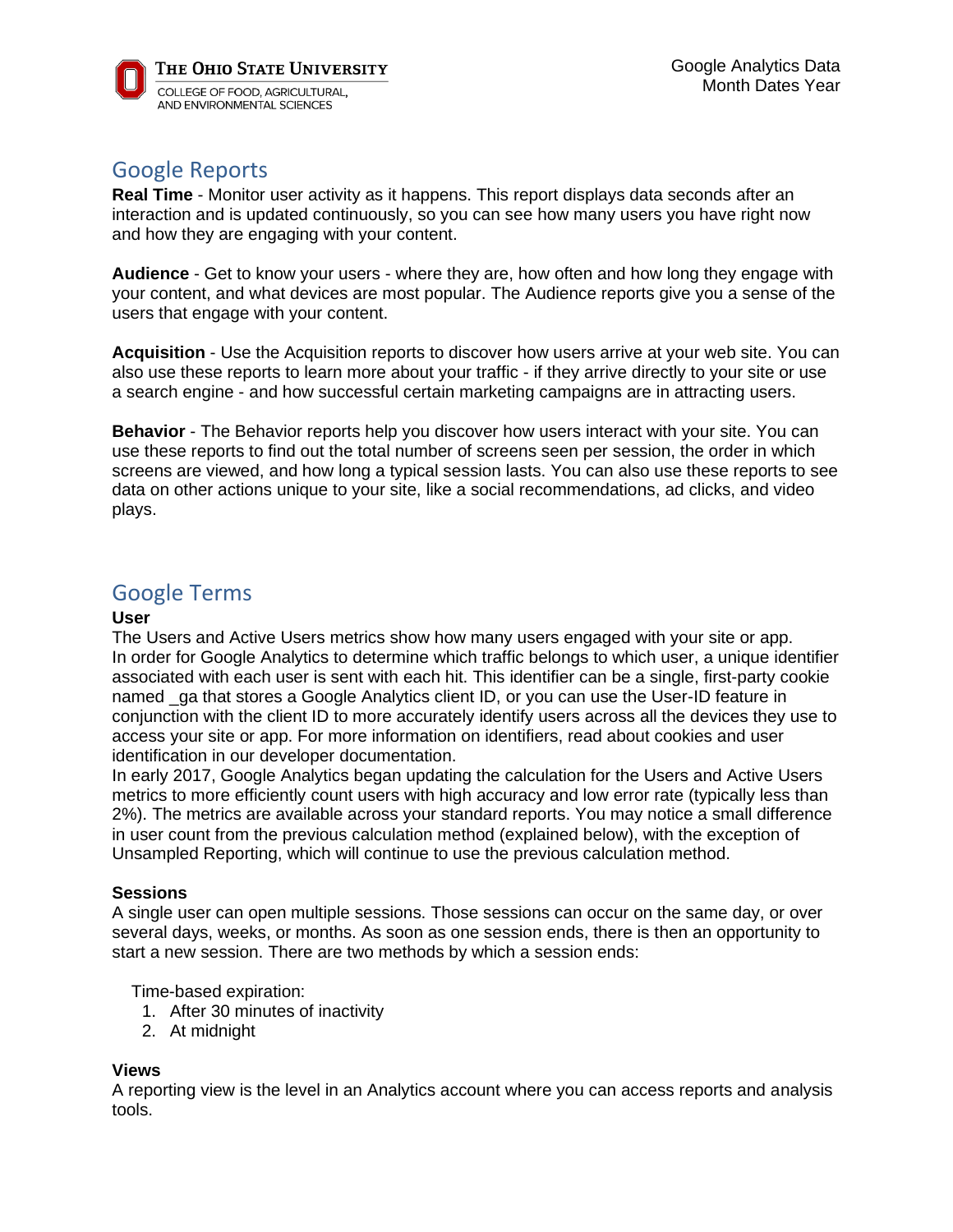## Google Reports

**Real Time** - Monitor user activity as it happens. This report displays data seconds after an interaction and is updated continuously, so you can see how many users you have right now and how they are engaging with your content.

**Audience** - Get to know your users - where they are, how often and how long they engage with your content, and what devices are most popular. The Audience reports give you a sense of the users that engage with your content.

**Acquisition** - Use the Acquisition reports to discover how users arrive at your web site. You can also use these reports to learn more about your traffic - if they arrive directly to your site or use a search engine - and how successful certain marketing campaigns are in attracting users.

**Behavior** - The Behavior reports help you discover how users interact with your site. You can use these reports to find out the total number of screens seen per session, the order in which screens are viewed, and how long a typical session lasts. You can also use these reports to see data on other actions unique to your site, like a social recommendations, ad clicks, and video plays.

## Google Terms

**User**

The Users and Active Users metrics show how many users engaged with your site or app. In order for Google Analytics to determine which traffic belongs to which user, a unique identifier associated with each user is sent with each hit. This identifier can be a single, first-party cookie named _ga that stores a Google Analytics client ID, or you can use the User-ID feature in conjunction with the client ID to more accurately identify users across all the devices they use to access your site or app. For more information on identifiers, read about cookies and user identification in our developer documentation.
In early 2017, Google Analytics began updating the calculation for the Users and Active Users metrics to more efficiently count users with high accuracy and low error rate (typically less than 2%). The metrics are available across your standard reports. You may notice a small difference in user count from the previous calculation method (explained below), with the exception of Unsampled Reporting, which will continue to use the previous calculation method.

**Sessions**

A single user can open multiple sessions. Those sessions can occur on the same day, or over several days, weeks, or months. As soon as one session ends, there is then an opportunity to start a new session. There are two methods by which a session ends:

Time-based expiration:

1. After 30 minutes of inactivity
2. At midnight

**Views**

A reporting view is the level in an Analytics account where you can access reports and analysis tools.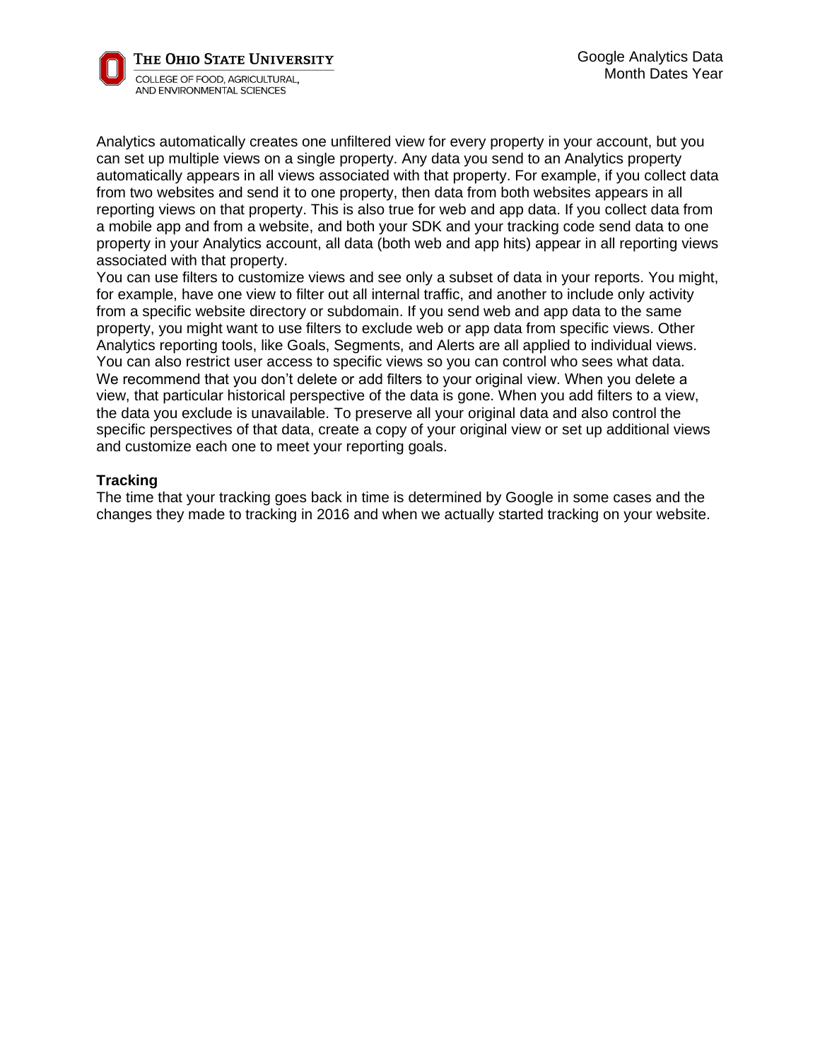Analytics automatically creates one unfiltered view for every property in your account, but you can set up multiple views on a single property. Any data you send to an Analytics property automatically appears in all views associated with that property. For example, if you collect data from two websites and send it to one property, then data from both websites appears in all reporting views on that property. This is also true for web and app data. If you collect data from a mobile app and from a website, and both your SDK and your tracking code send data to one property in your Analytics account, all data (both web and app hits) appear in all reporting views associated with that property.

You can use filters to customize views and see only a subset of data in your reports. You might, for example, have one view to filter out all internal traffic, and another to include only activity from a specific website directory or subdomain. If you send web and app data to the same property, you might want to use filters to exclude web or app data from specific views. Other Analytics reporting tools, like Goals, Segments, and Alerts are all applied to individual views. You can also restrict user access to specific views so you can control who sees what data.

We recommend that you don't delete or add filters to your original view. When you delete a view, that particular historical perspective of the data is gone. When you add filters to a view, the data you exclude is unavailable. To preserve all your original data and also control the specific perspectives of that data, create a copy of your original view or set up additional views and customize each one to meet your reporting goals.

**Tracking**

The time that your tracking goes back in time is determined by Google in some cases and the changes they made to tracking in 2016 and when we actually started tracking on your website.